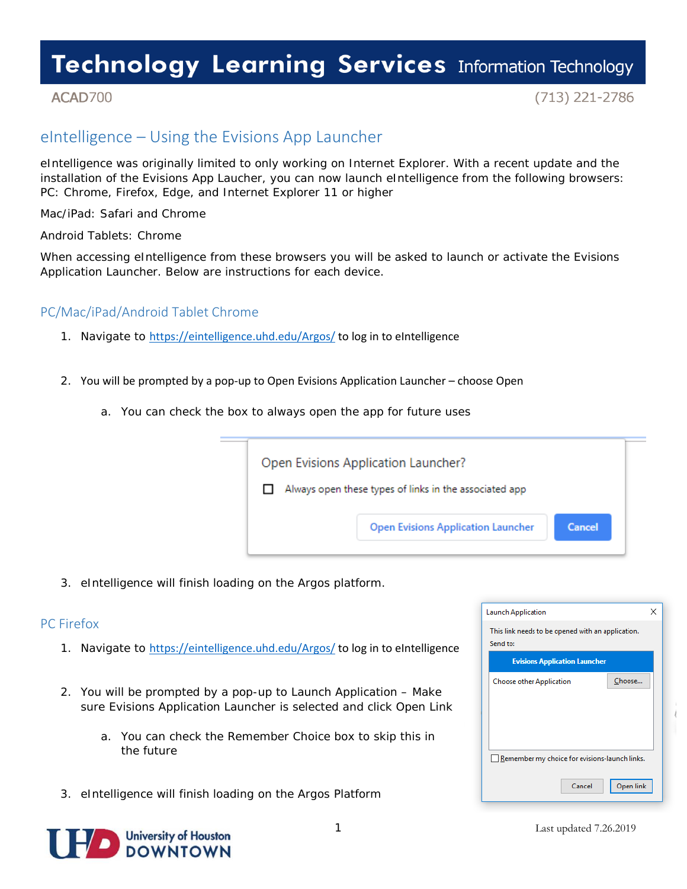# Technology Learning Services Information Technology

ACAD700 (713) 221-2786

## eIntelligence – Using the Evisions App Launcher

eIntelligence was originally limited to only working on Internet Explorer. With a recent update and the installation of the Evisions App Laucher, you can now launch eIntelligence from the following browsers: PC: Chrome, Firefox, Edge, and Internet Explorer 11 or higher

Mac/iPad: Safari and Chrome

Android Tablets: Chrome

When accessing eIntelligence from these browsers you will be asked to launch or activate the Evisions Application Launcher. Below are instructions for each device.

### PC/Mac/iPad/Android Tablet Chrome

1. Navigate to https://eintelligence.uhd.edu/Argos/ to log in to eIntelligence
2. You will be prompted by a pop-up to Open Evisions Application Launcher – choose Open
    a. You can check the box to always open the app for future uses

Open Evisions Application Launcher?

Always open these types of links in the associated app

Open Evisions Application Launcher | Cancel

3. eIntelligence will finish loading on the Argos platform.

### PC Firefox

1. Navigate to https://eintelligence.uhd.edu/Argos/ to log in to eIntelligence
2. You will be prompted by a pop-up to Launch Application – Make sure Evisions Application Launcher is selected and click Open Link
    a. You can check the Remember Choice box to skip this in the future
3. eIntelligence will finish loading on the Argos Platform

Launch Application

This link needs to be opened with an application.

Send to:

Evisions Application Launcher

Choose other Application | Choose...

Remember my choice for evisions-launch links.

Cancel | Open link

Last updated 7.26.2019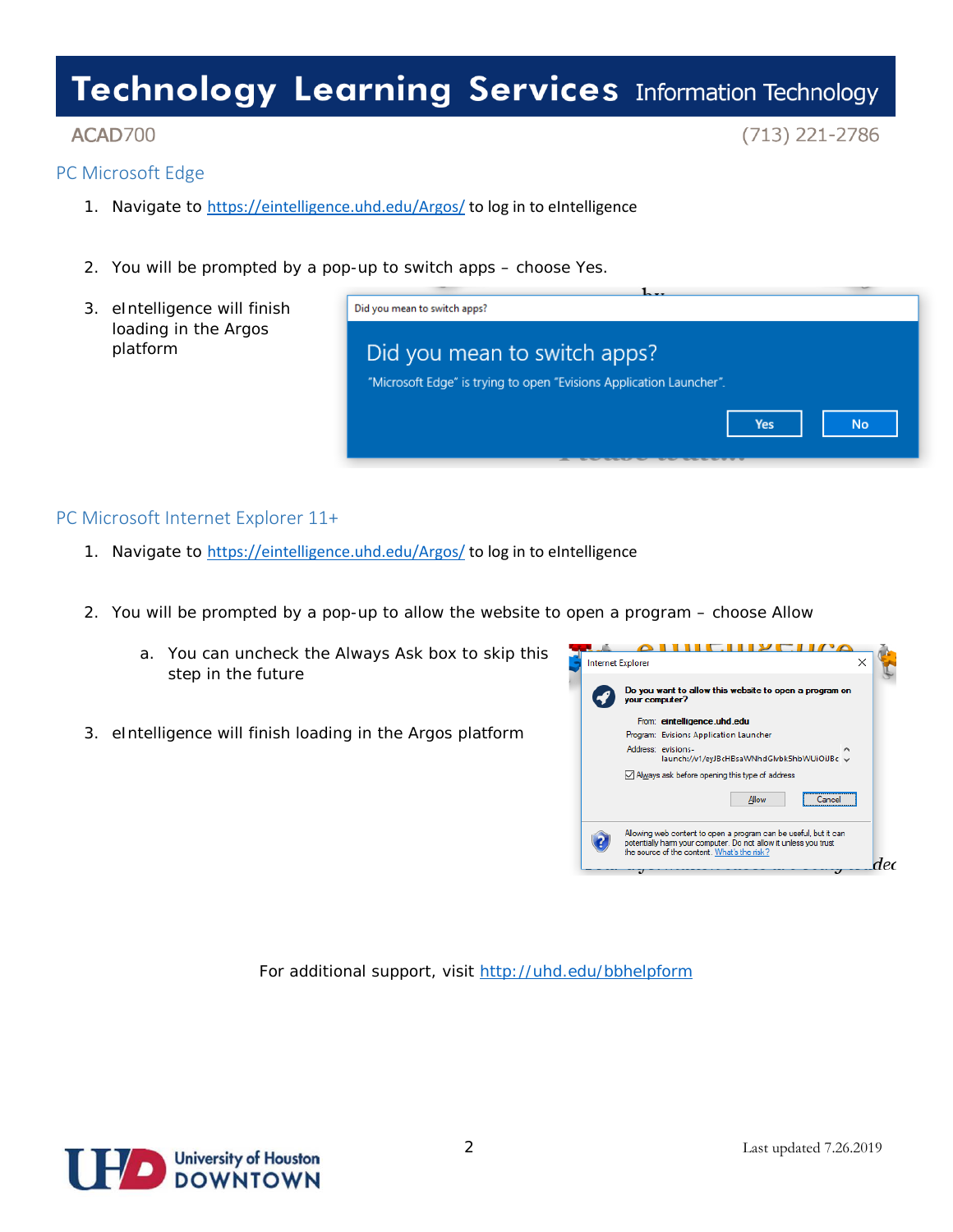## PC Microsoft Edge

1. Navigate to https://eintelligence.uhd.edu/Argos/ to log in to eIntelligence
2. You will be prompted by a pop-up to switch apps – choose Yes.
3. eIntelligence will finish loading in the Argos platform

## PC Microsoft Internet Explorer 11+

1. Navigate to https://eintelligence.uhd.edu/Argos/ to log in to eIntelligence
2. You will be prompted by a pop-up to allow the website to open a program – choose Allow
   a. You can uncheck the Always Ask box to skip this step in the future
3. eIntelligence will finish loading in the Argos platform

For additional support, visit http://uhd.edu/bbhelpform

Last updated 7.26.2019